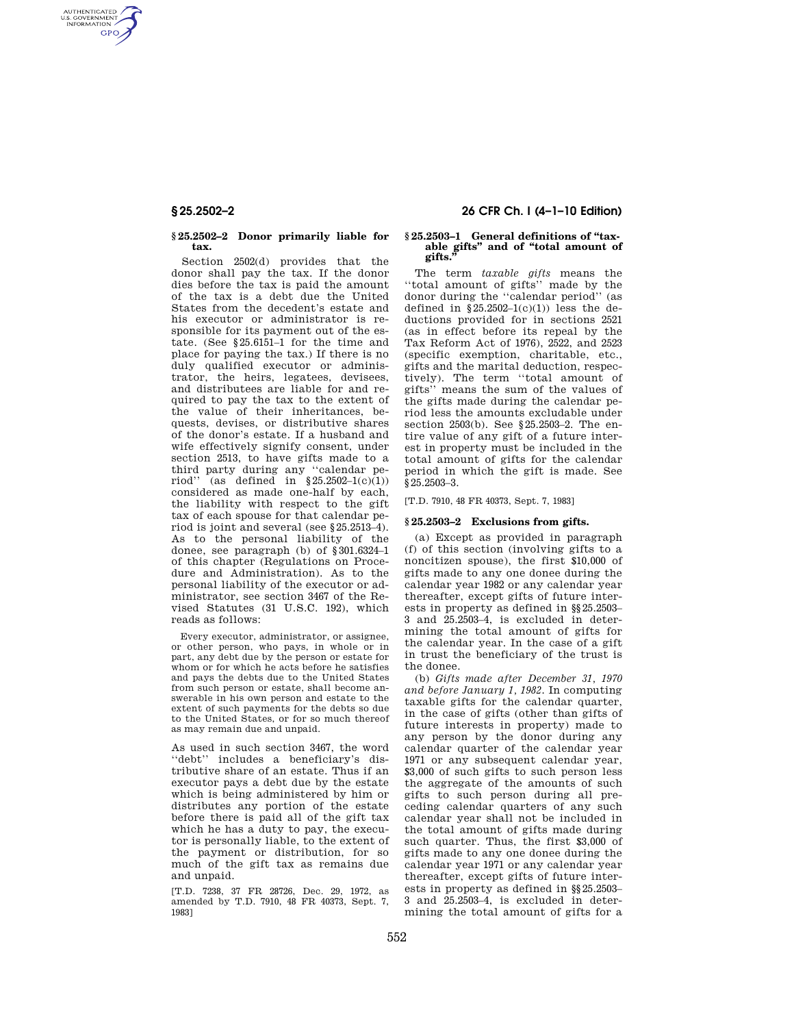### § 25.2502–2 Donor primarily liable for tax.

Section 2502(d) provides that the donor shall pay the tax. If the donor dies before the tax is paid the amount of the tax is a debt due the United States from the decedent's estate and his executor or administrator is responsible for its payment out of the estate. (See § 25.6151–1 for the time and place for paying the tax.) If there is no duly qualified executor or administrator, the heirs, legatees, devisees, and distributees are liable for and required to pay the tax to the extent of the value of their inheritances, bequests, devises, or distributive shares of the donor's estate. If a husband and wife effectively signify consent, under section 2513, to have gifts made to a third party during any ''calendar period'' (as defined in § 25.2502–1(c)(1)) considered as made one-half by each, the liability with respect to the gift tax of each spouse for that calendar period is joint and several (see § 25.2513–4). As to the personal liability of the donee, see paragraph (b) of § 301.6324–1 of this chapter (Regulations on Procedure and Administration). As to the personal liability of the executor or administrator, see section 3467 of the Revised Statutes (31 U.S.C. 192), which reads as follows:

> Every executor, administrator, or assignee, or other person, who pays, in whole or in part, any debt due by the person or estate for whom or for which he acts before he satisfies and pays the debts due to the United States from such person or estate, shall become answerable in his own person and estate to the extent of such payments for the debts so due to the United States, or for so much thereof as may remain due and unpaid.

As used in such section 3467, the word ''debt'' includes a beneficiary's distributive share of an estate. Thus if an executor pays a debt due by the estate which is being administered by him or distributes any portion of the estate before there is paid all of the gift tax which he has a duty to pay, the executor is personally liable, to the extent of the payment or distribution, for so much of the gift tax as remains due and unpaid.

[T.D. 7238, 37 FR 28726, Dec. 29, 1972, as amended by T.D. 7910, 48 FR 40373, Sept. 7, 1983]

### § 25.2503–1 General definitions of ''taxable gifts'' and of ''total amount of gifts.''

The term *taxable gifts* means the ''total amount of gifts'' made by the donor during the ''calendar period'' (as defined in § 25.2502–1(c)(1)) less the deductions provided for in sections 2521 (as in effect before its repeal by the Tax Reform Act of 1976), 2522, and 2523 (specific exemption, charitable, etc., gifts and the marital deduction, respectively). The term ''total amount of gifts'' means the sum of the values of the gifts made during the calendar period less the amounts excludable under section 2503(b). See § 25.2503–2. The entire value of any gift of a future interest in property must be included in the total amount of gifts for the calendar period in which the gift is made. See § 25.2503–3.

[T.D. 7910, 48 FR 40373, Sept. 7, 1983]

### § 25.2503–2 Exclusions from gifts.

(a) Except as provided in paragraph (f) of this section (involving gifts to a noncitizen spouse), the first $10,000 of gifts made to any one donee during the calendar year 1982 or any calendar year thereafter, except gifts of future interests in property as defined in §§ 25.2503–3 and 25.2503–4, is excluded in determining the total amount of gifts for the calendar year. In the case of a gift in trust the beneficiary of the trust is the donee.

(b) *Gifts made after December 31, 1970 and before January 1, 1982.* In computing taxable gifts for the calendar quarter, in the case of gifts (other than gifts of future interests in property) made to any person by the donor during any calendar quarter of the calendar year 1971 or any subsequent calendar year, $3,000 of such gifts to such person less the aggregate of the amounts of such gifts to such person during all preceding calendar quarters of any such calendar year shall not be included in the total amount of gifts made during such quarter. Thus, the first $3,000 of gifts made to any one donee during the calendar year 1971 or any calendar year thereafter, except gifts of future interests in property as defined in §§ 25.2503–3 and 25.2503–4, is excluded in determining the total amount of gifts for a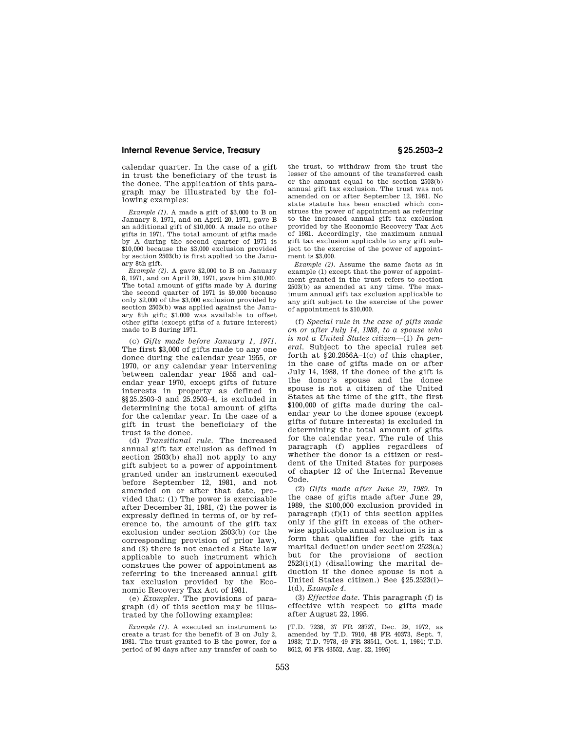calendar quarter. In the case of a gift in trust the beneficiary of the trust is the donee. The application of this paragraph may be illustrated by the following examples:

*Example (1).* A made a gift of $3,000 to B on January 8, 1971, and on April 20, 1971, gave B an additional gift of $10,000. A made no other gifts in 1971. The total amount of gifts made by A during the second quarter of 1971 is $10,000 because the $3,000 exclusion provided by section 2503(b) is first applied to the January 8th gift.

*Example (2).* A gave $2,000 to B on January 8, 1971, and on April 20, 1971, gave him $10,000. The total amount of gifts made by A during the second quarter of 1971 is $9,000 because only $2,000 of the $3,000 exclusion provided by section 2503(b) was applied against the January 8th gift; $1,000 was available to offset other gifts (except gifts of a future interest) made to B during 1971.

(c) *Gifts made before January 1, 1971.* The first $3,000 of gifts made to any one donee during the calendar year 1955, or 1970, or any calendar year intervening between calendar year 1955 and calendar year 1970, except gifts of future interests in property as defined in §§25.2503–3 and 25.2503–4, is excluded in determining the total amount of gifts for the calendar year. In the case of a gift in trust the beneficiary of the trust is the donee.

(d) *Transitional rule.* The increased annual gift tax exclusion as defined in section 2503(b) shall not apply to any gift subject to a power of appointment granted under an instrument executed before September 12, 1981, and not amended on or after that date, provided that: (1) The power is exercisable after December 31, 1981, (2) the power is expressly defined in terms of, or by reference to, the amount of the gift tax exclusion under section 2503(b) (or the corresponding provision of prior law), and (3) there is not enacted a State law applicable to such instrument which construes the power of appointment as referring to the increased annual gift tax exclusion provided by the Economic Recovery Tax Act of 1981.

(e) *Examples.* The provisions of paragraph (d) of this section may be illustrated by the following examples:

*Example (1).* A executed an instrument to create a trust for the benefit of B on July 2, 1981. The trust granted to B the power, for a period of 90 days after any transfer of cash to the trust, to withdraw from the trust the lesser of the amount of the transferred cash or the amount equal to the section 2503(b) annual gift tax exclusion. The trust was not amended on or after September 12, 1981. No state statute has been enacted which construes the power of appointment as referring to the increased annual gift tax exclusion provided by the Economic Recovery Tax Act of 1981. Accordingly, the maximum annual gift tax exclusion applicable to any gift subject to the exercise of the power of appointment is $3,000.

*Example (2).* Assume the same facts as in example (1) except that the power of appointment granted in the trust refers to section 2503(b) as amended at any time. The maximum annual gift tax exclusion applicable to any gift subject to the exercise of the power of appointment is $10,000.

(f) *Special rule in the case of gifts made on or after July 14, 1988, to a spouse who is not a United States citizen*—(1) *In general.* Subject to the special rules set forth at §20.2056A–1(c) of this chapter, in the case of gifts made on or after July 14, 1988, if the donee of the gift is the donor's spouse and the donee spouse is not a citizen of the United States at the time of the gift, the first $100,000 of gifts made during the calendar year to the donee spouse (except gifts of future interests) is excluded in determining the total amount of gifts for the calendar year. The rule of this paragraph (f) applies regardless of whether the donor is a citizen or resident of the United States for purposes of chapter 12 of the Internal Revenue Code.

(2) *Gifts made after June 29, 1989.* In the case of gifts made after June 29, 1989, the $100,000 exclusion provided in paragraph (f)(1) of this section applies only if the gift in excess of the otherwise applicable annual exclusion is in a form that qualifies for the gift tax marital deduction under section 2523(a) but for the provisions of section 2523(i)(1) (disallowing the marital deduction if the donee spouse is not a United States citizen.) See §25.2523(i)–1(d), *Example 4*.

(3) *Effective date.* This paragraph (f) is effective with respect to gifts made after August 22, 1995.

[T.D. 7238, 37 FR 28727, Dec. 29, 1972, as amended by T.D. 7910, 48 FR 40373, Sept. 7, 1983; T.D. 7978, 49 FR 38541, Oct. 1, 1984; T.D. 8612, 60 FR 43552, Aug. 22, 1995]